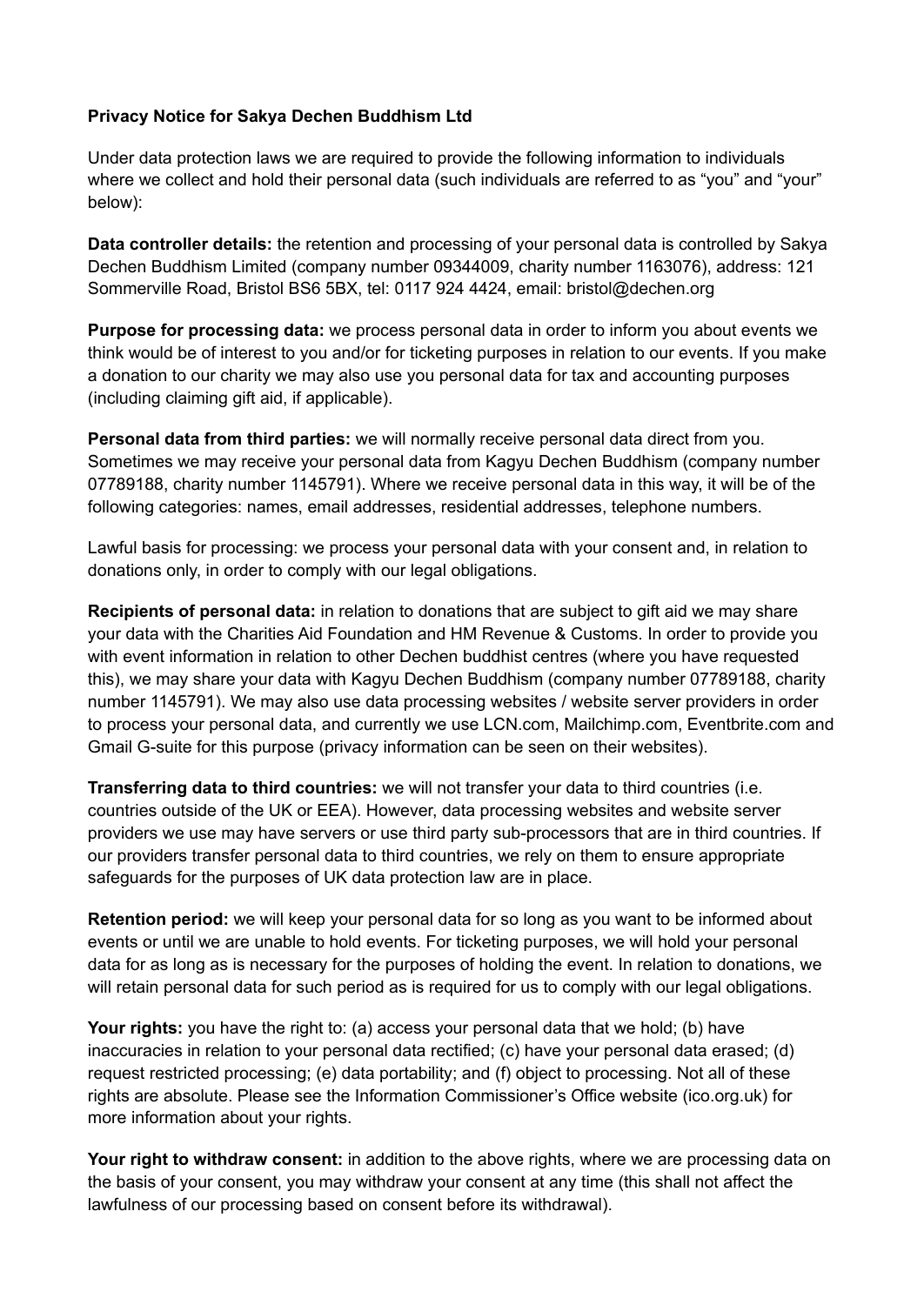**Privacy Notice for Sakya Dechen Buddhism Ltd**

Under data protection laws we are required to provide the following information to individuals where we collect and hold their personal data (such individuals are referred to as "you" and "your" below):

**Data controller details:** the retention and processing of your personal data is controlled by Sakya Dechen Buddhism Limited (company number 09344009, charity number 1163076), address: 121 Sommerville Road, Bristol BS6 5BX, tel: 0117 924 4424, email: bristol@dechen.org

**Purpose for processing data:** we process personal data in order to inform you about events we think would be of interest to you and/or for ticketing purposes in relation to our events. If you make a donation to our charity we may also use you personal data for tax and accounting purposes (including claiming gift aid, if applicable).

**Personal data from third parties:** we will normally receive personal data direct from you. Sometimes we may receive your personal data from Kagyu Dechen Buddhism (company number 07789188, charity number 1145791). Where we receive personal data in this way, it will be of the following categories: names, email addresses, residential addresses, telephone numbers.

Lawful basis for processing: we process your personal data with your consent and, in relation to donations only, in order to comply with our legal obligations.

**Recipients of personal data:** in relation to donations that are subject to gift aid we may share your data with the Charities Aid Foundation and HM Revenue & Customs. In order to provide you with event information in relation to other Dechen buddhist centres (where you have requested this), we may share your data with Kagyu Dechen Buddhism (company number 07789188, charity number 1145791). We may also use data processing websites / website server providers in order to process your personal data, and currently we use LCN.com, Mailchimp.com, Eventbrite.com and Gmail G-suite for this purpose (privacy information can be seen on their websites).

**Transferring data to third countries:** we will not transfer your data to third countries (i.e. countries outside of the UK or EEA). However, data processing websites and website server providers we use may have servers or use third party sub-processors that are in third countries. If our providers transfer personal data to third countries, we rely on them to ensure appropriate safeguards for the purposes of UK data protection law are in place.

**Retention period:** we will keep your personal data for so long as you want to be informed about events or until we are unable to hold events. For ticketing purposes, we will hold your personal data for as long as is necessary for the purposes of holding the event. In relation to donations, we will retain personal data for such period as is required for us to comply with our legal obligations.

**Your rights:** you have the right to: (a) access your personal data that we hold; (b) have inaccuracies in relation to your personal data rectified; (c) have your personal data erased; (d) request restricted processing; (e) data portability; and (f) object to processing. Not all of these rights are absolute. Please see the Information Commissioner's Office website (ico.org.uk) for more information about your rights.

**Your right to withdraw consent:** in addition to the above rights, where we are processing data on the basis of your consent, you may withdraw your consent at any time (this shall not affect the lawfulness of our processing based on consent before its withdrawal).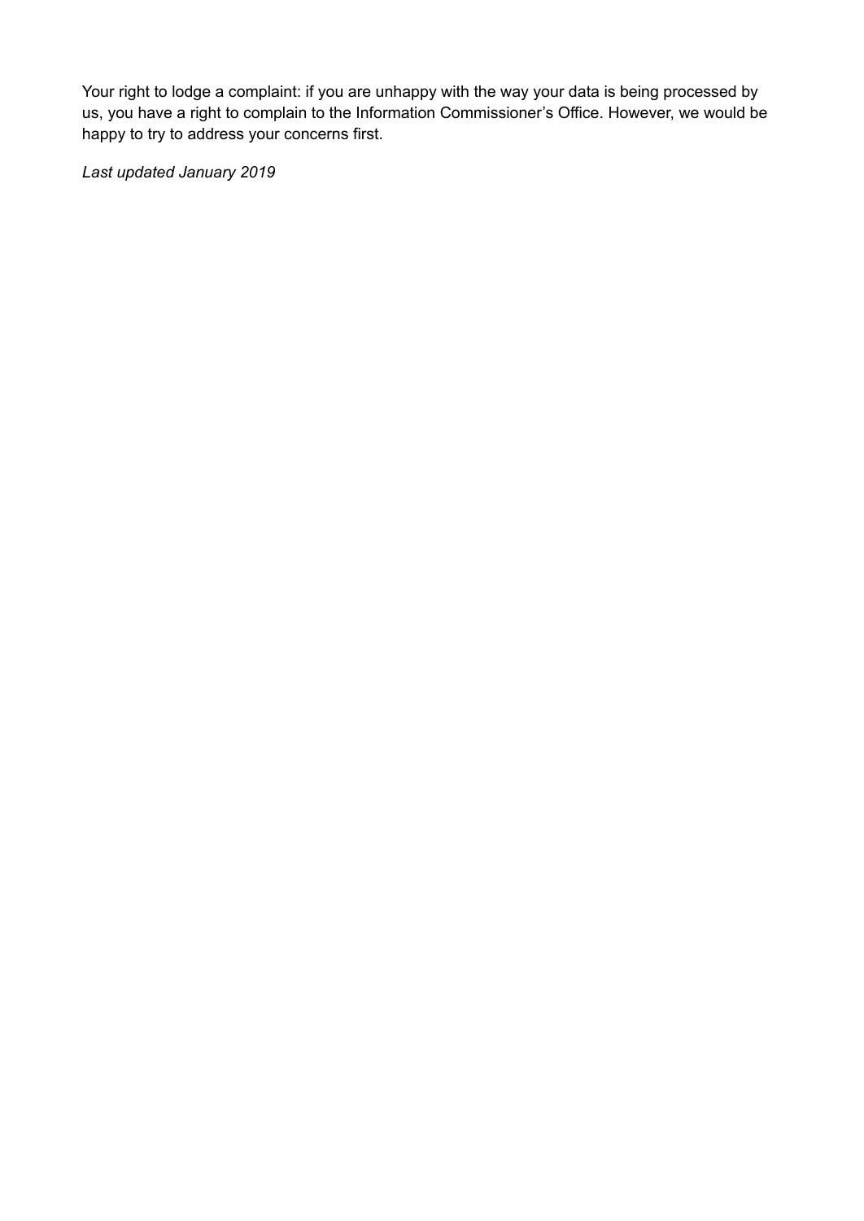Your right to lodge a complaint: if you are unhappy with the way your data is being processed by us, you have a right to complain to the Information Commissioner's Office. However, we would be happy to try to address your concerns first.

*Last updated January 2019*